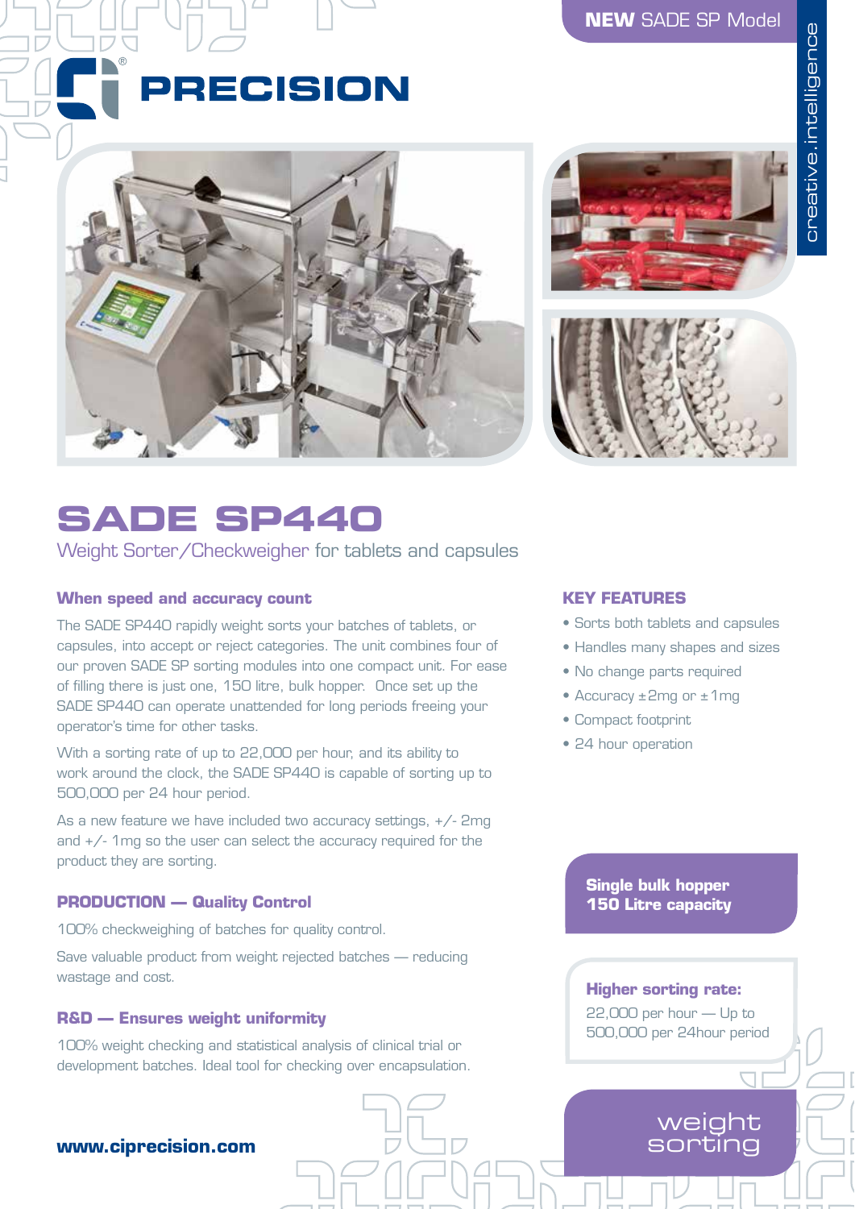**NEW** SADE SP Model

creative.intelligence

PRECISION

# SADE SP440

Weight Sorter/Checkweigher for tablets and capsules

### When speed and accuracy count

The SADE SP440 rapidly weight sorts your batches of tablets, or capsules, into accept or reject categories. The unit combines four of our proven SADE SP sorting modules into one compact unit. For ease of filling there is just one, 150 litre, bulk hopper. Once set up the SADE SP440 can operate unattended for long periods freeing your operator's time for other tasks.

With a sorting rate of up to 22,000 per hour, and its ability to work around the clock, the SADE SP440 is capable of sorting up to 500,000 per 24 hour period.

As a new feature we have included two accuracy settings, +/- 2mg and +/- 1mg so the user can select the accuracy required for the product they are sorting.

### PRODUCTION — Quality Control

100% checkweighing of batches for quality control.

Save valuable product from weight rejected batches — reducing wastage and cost.

### R&D — Ensures weight uniformity

100% weight checking and statistical analysis of clinical trial or development batches. Ideal tool for checking over encapsulation.

### KEY FEATURES

- Sorts both tablets and capsules
- Handles many shapes and sizes
- No change parts required
- Accuracy ±2mg or ±1mg
- Compact footprint
- 24 hour operation

**Single bulk hopper**
**150 Litre capacity**

**Higher sorting rate:**
22,000 per hour — Up to 500,000 per 24hour period

weight sorting

**www.ciprecision.com**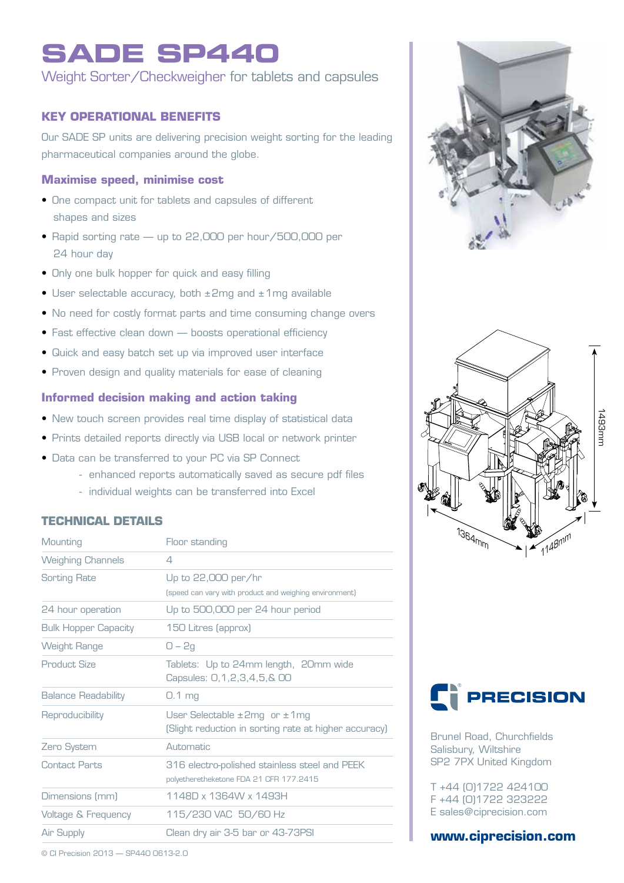# SADE SP440

Weight Sorter/Checkweigher for tablets and capsules

## KEY OPERATIONAL BENEFITS

Our SADE SP units are delivering precision weight sorting for the leading pharmaceutical companies around the globe.

### Maximise speed, minimise cost

- One compact unit for tablets and capsules of different shapes and sizes
- Rapid sorting rate — up to 22,000 per hour/500,000 per 24 hour day
- Only one bulk hopper for quick and easy filling
- User selectable accuracy, both ±2mg and ±1mg available
- No need for costly format parts and time consuming change overs
- Fast effective clean down — boosts operational efficiency
- Quick and easy batch set up via improved user interface
- Proven design and quality materials for ease of cleaning

### Informed decision making and action taking

- New touch screen provides real time display of statistical data
- Prints detailed reports directly via USB local or network printer
- Data can be transferred to your PC via SP Connect
    - enhanced reports automatically saved as secure pdf files
    - individual weights can be transferred into Excel

## TECHNICAL DETAILS

| | |
|---|---|
| Mounting | Floor standing |
| Weighing Channels | 4 |
| Sorting Rate | Up to 22,000 per/hr (speed can vary with product and weighing environment) |
| 24 hour operation | Up to 500,000 per 24 hour period |
| Bulk Hopper Capacity | 150 Litres (approx) |
| Weight Range | 0 – 2g |
| Product Size | Tablets: Up to 24mm length, 20mm wide Capsules: 0,1,2,3,4,5,& 00 |
| Balance Readability | 0.1 mg |
| Reproducibility | User Selectable ±2mg or ±1mg (Slight reduction in sorting rate at higher accuracy) |
| Zero System | Automatic |
| Contact Parts | 316 electro-polished stainless steel and PEEK polyetheretheketone FDA 21 CFR 177.2415 |
| Dimensions (mm) | 1148D x 1364W x 1493H |
| Voltage & Frequency | 115/230 VAC 50/60 Hz |
| Air Supply | Clean dry air 3-5 bar or 43-73PSI |

1493mm

1364mm

1148mm

PRECISION

Brunel Road, Churchfields
Salisbury, Wiltshire
SP2 7PX United Kingdom

T +44 (0)1722 424100
F +44 (0)1722 323222
E sales@ciprecision.com

**www.ciprecision.com**

© CI Precision 2013 — SP440 0613-2.0